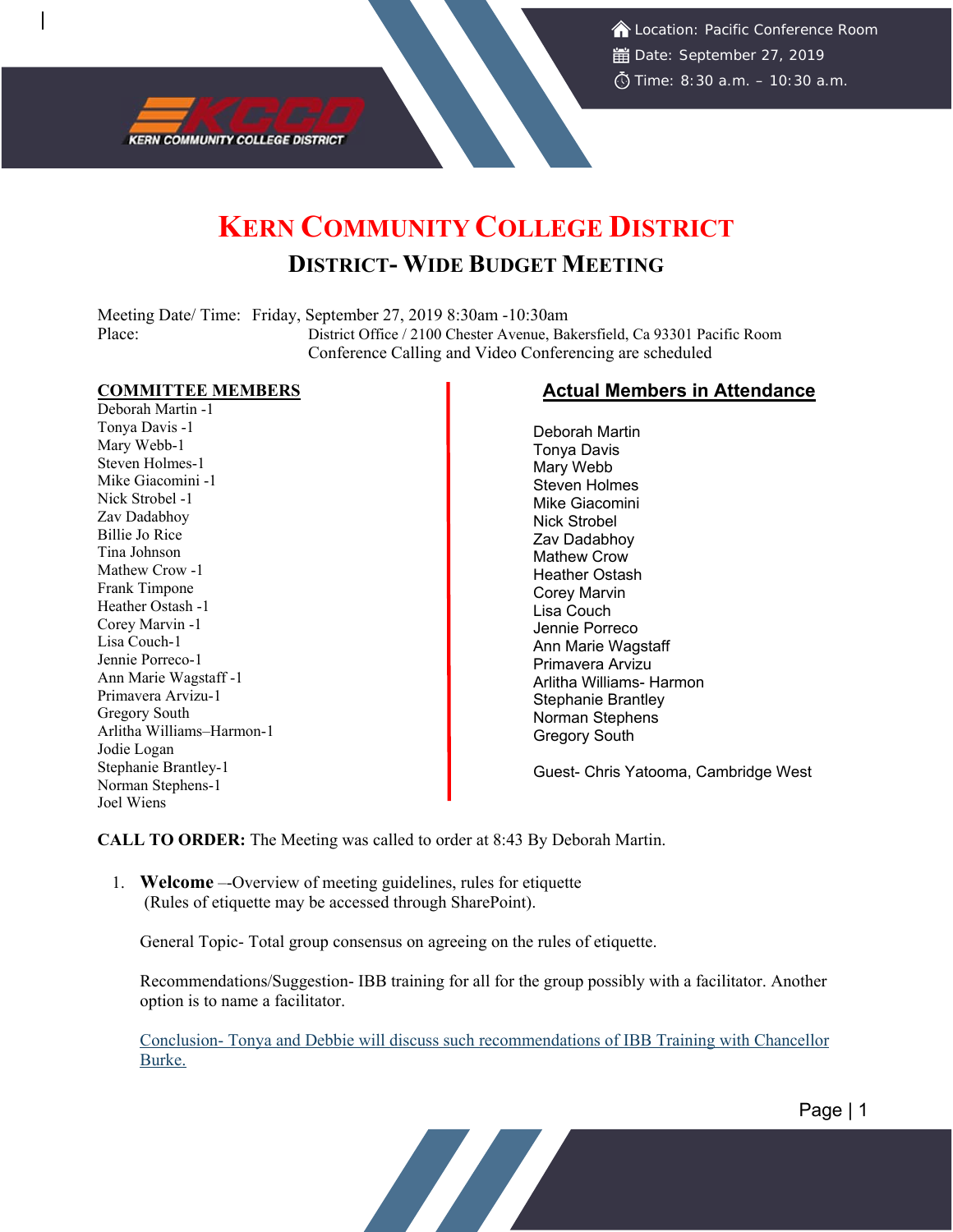Location: Pacific Conference Room
Date: September 27, 2019
Time: 8:30 a.m. – 10:30 a.m.

KERN COMMUNITY COLLEGE DISTRICT

# KERN COMMUNITY COLLEGE DISTRICT

## DISTRICT- WIDE BUDGET MEETING

Meeting Date/ Time: Friday, September 27, 2019 8:30am -10:30am
Place: District Office / 2100 Chester Avenue, Bakersfield, Ca 93301 Pacific Room
Conference Calling and Video Conferencing are scheduled

**COMMITTEE MEMBERS**

Deborah Martin -1
Tonya Davis -1
Mary Webb-1
Steven Holmes-1
Mike Giacomini -1
Nick Strobel -1
Zav Dadabhoy
Billie Jo Rice
Tina Johnson
Mathew Crow -1
Frank Timpone
Heather Ostash -1
Corey Marvin -1
Lisa Couch-1
Jennie Porreco-1
Ann Marie Wagstaff -1
Primavera Arvizu-1
Gregory South
Arlitha Williams–Harmon-1
Jodie Logan
Stephanie Brantley-1
Norman Stephens-1
Joel Wiens

**Actual Members in Attendance**

Deborah Martin
Tonya Davis
Mary Webb
Steven Holmes
Mike Giacomini
Nick Strobel
Zav Dadabhoy
Mathew Crow
Heather Ostash
Corey Marvin
Lisa Couch
Jennie Porreco
Ann Marie Wagstaff
Primavera Arvizu
Arlitha Williams- Harmon
Stephanie Brantley
Norman Stephens
Gregory South

Guest- Chris Yatooma, Cambridge West

**CALL TO ORDER:** The Meeting was called to order at 8:43 By Deborah Martin.

1. **Welcome** –-Overview of meeting guidelines, rules for etiquette (Rules of etiquette may be accessed through SharePoint).

   General Topic- Total group consensus on agreeing on the rules of etiquette.

   Recommendations/Suggestion- IBB training for all for the group possibly with a facilitator. Another option is to name a facilitator.

   Conclusion- Tonya and Debbie will discuss such recommendations of IBB Training with Chancellor Burke.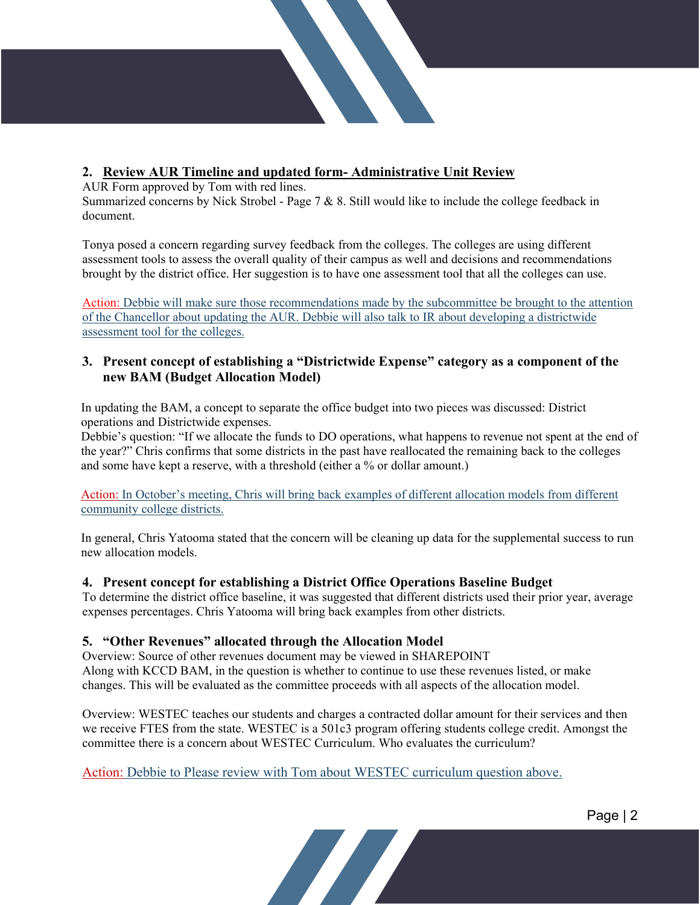## 2. Review AUR Timeline and updated form- Administrative Unit Review

AUR Form approved by Tom with red lines.
Summarized concerns by Nick Strobel - Page 7 & 8. Still would like to include the college feedback in document.

Tonya posed a concern regarding survey feedback from the colleges. The colleges are using different assessment tools to assess the overall quality of their campus as well and decisions and recommendations brought by the district office. Her suggestion is to have one assessment tool that all the colleges can use.

Action: Debbie will make sure those recommendations made by the subcommittee be brought to the attention of the Chancellor about updating the AUR. Debbie will also talk to IR about developing a districtwide assessment tool for the colleges.

## 3. Present concept of establishing a "Districtwide Expense" category as a component of the new BAM (Budget Allocation Model)

In updating the BAM, a concept to separate the office budget into two pieces was discussed: District operations and Districtwide expenses.
Debbie's question: "If we allocate the funds to DO operations, what happens to revenue not spent at the end of the year?" Chris confirms that some districts in the past have reallocated the remaining back to the colleges and some have kept a reserve, with a threshold (either a % or dollar amount.)

Action: In October's meeting, Chris will bring back examples of different allocation models from different community college districts.

In general, Chris Yatooma stated that the concern will be cleaning up data for the supplemental success to run new allocation models.

## 4. Present concept for establishing a District Office Operations Baseline Budget

To determine the district office baseline, it was suggested that different districts used their prior year, average expenses percentages. Chris Yatooma will bring back examples from other districts.

## 5. "Other Revenues" allocated through the Allocation Model

Overview: Source of other revenues document may be viewed in SHAREPOINT
Along with KCCD BAM, in the question is whether to continue to use these revenues listed, or make changes. This will be evaluated as the committee proceeds with all aspects of the allocation model.

Overview: WESTEC teaches our students and charges a contracted dollar amount for their services and then we receive FTES from the state. WESTEC is a 501c3 program offering students college credit. Amongst the committee there is a concern about WESTEC Curriculum. Who evaluates the curriculum?

Action: Debbie to Please review with Tom about WESTEC curriculum question above.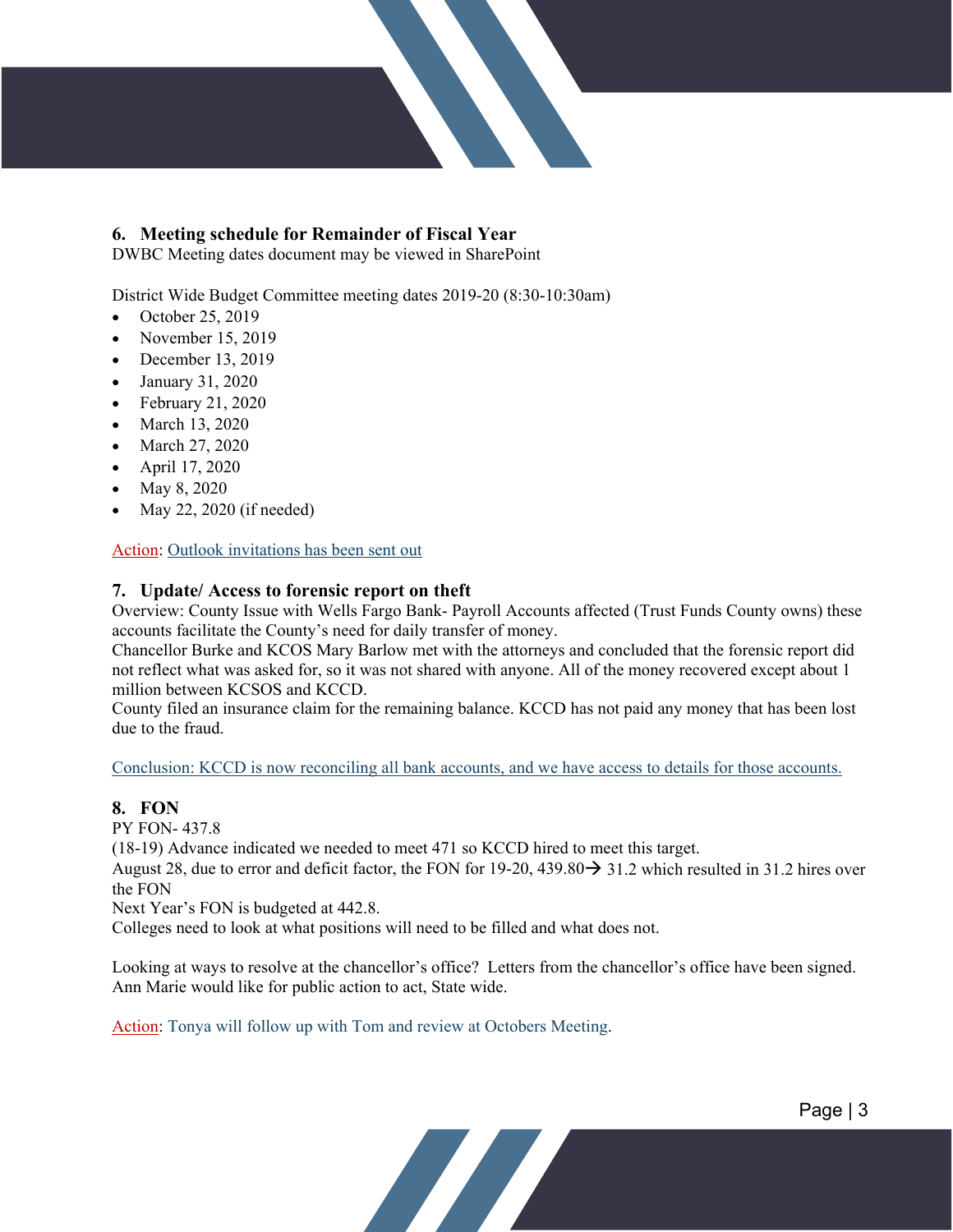## 6. Meeting schedule for Remainder of Fiscal Year

DWBC Meeting dates document may be viewed in SharePoint

District Wide Budget Committee meeting dates 2019-20 (8:30-10:30am)

- October 25, 2019
- November 15, 2019
- December 13, 2019
- January 31, 2020
- February 21, 2020
- March 13, 2020
- March 27, 2020
- April 17, 2020
- May 8, 2020
- May 22, 2020 (if needed)

Action: Outlook invitations has been sent out

## 7. Update/ Access to forensic report on theft

Overview: County Issue with Wells Fargo Bank- Payroll Accounts affected (Trust Funds County owns) these accounts facilitate the County's need for daily transfer of money.
Chancellor Burke and KCOS Mary Barlow met with the attorneys and concluded that the forensic report did not reflect what was asked for, so it was not shared with anyone. All of the money recovered except about 1 million between KCSOS and KCCD.
County filed an insurance claim for the remaining balance. KCCD has not paid any money that has been lost due to the fraud.

Conclusion: KCCD is now reconciling all bank accounts, and we have access to details for those accounts.

## 8. FON

PY FON- 437.8
(18-19) Advance indicated we needed to meet 471 so KCCD hired to meet this target.
August 28, due to error and deficit factor, the FON for 19-20, 439.80→ 31.2 which resulted in 31.2 hires over the FON
Next Year's FON is budgeted at 442.8.
Colleges need to look at what positions will need to be filled and what does not.

Looking at ways to resolve at the chancellor's office? Letters from the chancellor's office have been signed. Ann Marie would like for public action to act, State wide.

Action: Tonya will follow up with Tom and review at Octobers Meeting.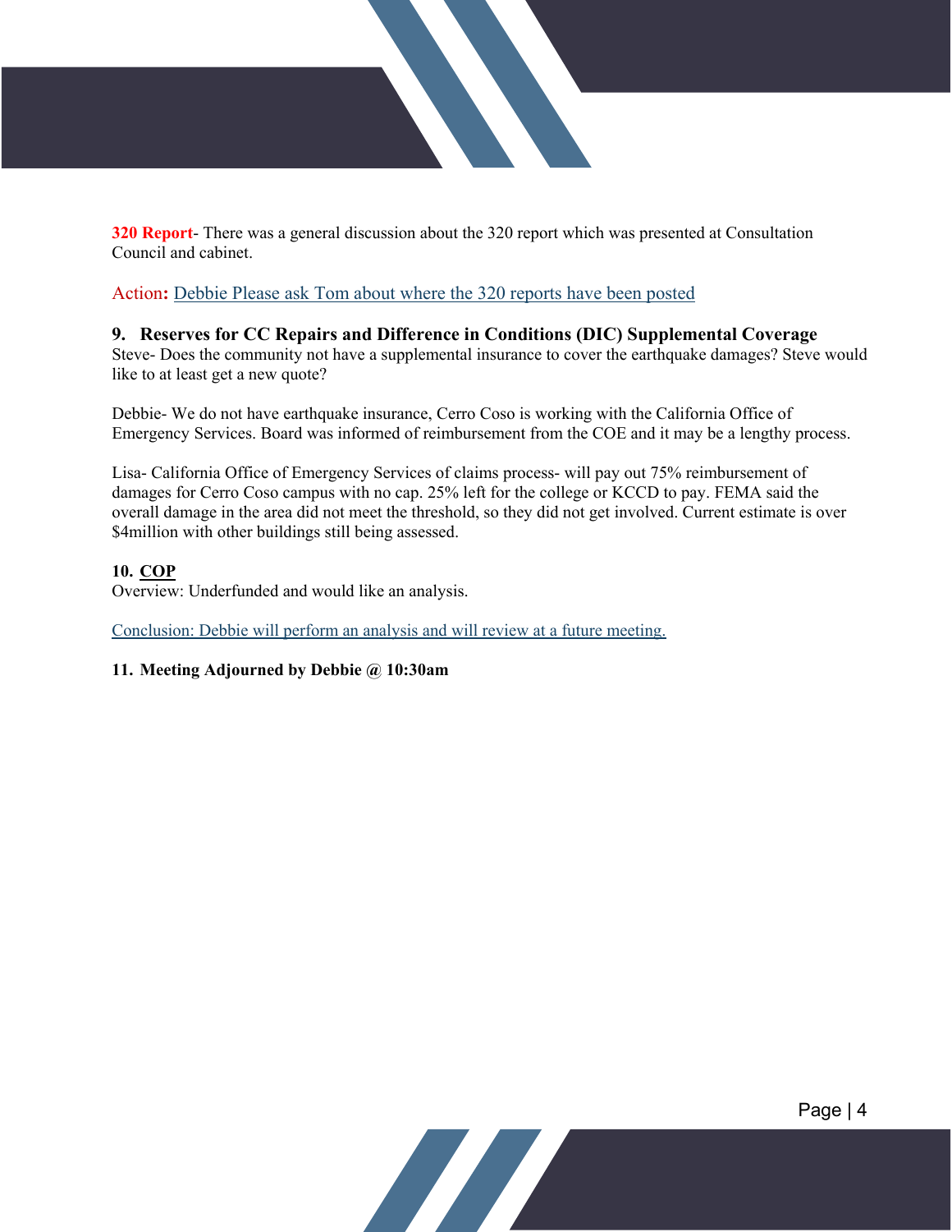**320 Report**- There was a general discussion about the 320 report which was presented at Consultation Council and cabinet.

Action**:** Debbie Please ask Tom about where the 320 reports have been posted

**9. Reserves for CC Repairs and Difference in Conditions (DIC) Supplemental Coverage**

Steve- Does the community not have a supplemental insurance to cover the earthquake damages? Steve would like to at least get a new quote?

Debbie- We do not have earthquake insurance, Cerro Coso is working with the California Office of Emergency Services. Board was informed of reimbursement from the COE and it may be a lengthy process.

Lisa- California Office of Emergency Services of claims process- will pay out 75% reimbursement of damages for Cerro Coso campus with no cap. 25% left for the college or KCCD to pay. FEMA said the overall damage in the area did not meet the threshold, so they did not get involved. Current estimate is over $4million with other buildings still being assessed.

**10. COP**

Overview: Underfunded and would like an analysis.

Conclusion: Debbie will perform an analysis and will review at a future meeting.

**11. Meeting Adjourned by Debbie @ 10:30am**